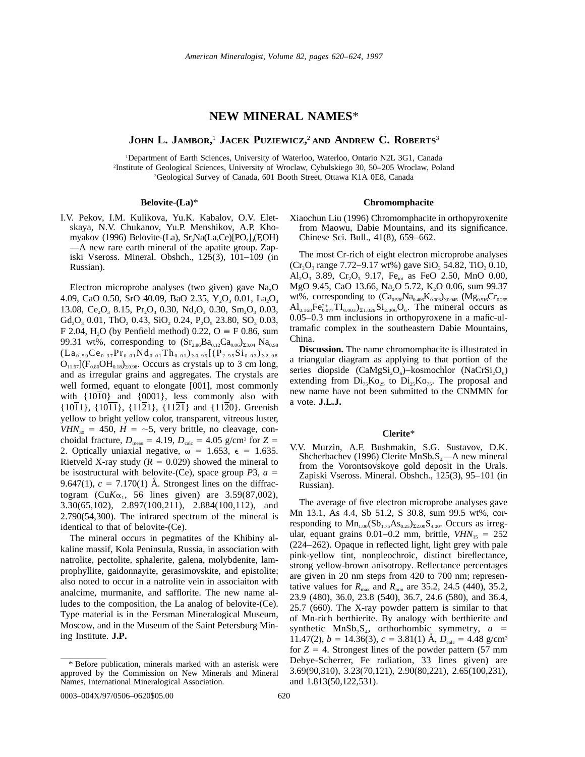# NEW MINERAL NAMES*

**John L. Jambor,**[1] **Jacek Puziewicz,**[2] **and Andrew C. Roberts**[3]

[1]Department of Earth Sciences, University of Waterloo, Waterloo, Ontario N2L 3G1, Canada
[2]Institute of Geological Sciences, University of Wroclaw, Cybulskiego 30, 50–205 Wroclaw, Poland
[3]Geological Survey of Canada, 601 Booth Street, Ottawa K1A 0E8, Canada

## Belovite-(La)*

I.V. Pekov, I.M. Kulikova, Yu.K. Kabalov, O.V. Eletskaya, N.V. Chukanov, Yu.P. Menshikov, A.P. Khomyakov (1996) Belovite-(La), $Sr_3Na(La,Ce)[PO_4]_3(F,OH)$—A new rare earth mineral of the apatite group. Zapiski Vseross. Mineral. Obshch., 125(3), 101–109 (in Russian).

Electron microprobe analyses (two given) gave $Na_2O$ 4.09, CaO 0.50, SrO 40.09, BaO 2.35, $Y_2O_3$ 0.01, $La_2O_3$ 13.08, $Ce_2O_3$ 8.15, $Pr_2O_3$ 0.30, $Nd_2O_3$ 0.30, $Sm_2O_3$ 0.03, $Gd_2O_3$ 0.01, $ThO_2$ 0.43, $SiO_2$ 0.24, $P_2O_5$ 23.80, $SO_3$ 0.03, F 2.04, $H_2O$ (by Penfield method) 0.22, O ≡ F 0.86, sum 99.31 wt%, corresponding to $(Sr_{2.86}Ba_{0.12}Ca_{0.06})_{\Sigma 3.04}$ $Na_{0.98}$ $(La_{0.59}Ce_{0.37}Pr_{0.01}Nd_{0.01}Th_{0.01})_{\Sigma 0.99}[(P_{2.95}Si_{0.03})_{\Sigma 2.98}$ $O_{11.97}](F_{0.80}OH_{0.18})_{\Sigma 0.98}$. Occurs as crystals up to 3 cm long, and as irregular grains and aggregates. The crystals are well formed, equant to elongate [001], most commonly with $\{10\overline{1}0\}$ and {0001}, less commonly also with $\{10\overline{1}1\}$, $\{10\overline{1}\overline{1}\}$, $\{11\overline{2}1\}$, $\{11\overline{2}\overline{1}\}$ and $\{11\overline{2}0\}$. Greenish yellow to bright yellow color, transparent, vitreous luster, $VHN_{30}$ = 450, $H$ = ~5, very brittle, no cleavage, conchoidal fracture, $D_{meas}$ = 4.19, $D_{calc}$ = 4.05 g/cm³ for $Z$ = 2. Optically uniaxial negative, $\omega$ = 1.653, $\epsilon$ = 1.635. Rietveld X-ray study ($R$ = 0.029) showed the mineral to be isostructural with belovite-(Ce), space group $P\overline{3}$, $a$ = 9.647(1), $c$ = 7.170(1) Å. Strongest lines on the diffractogram ($CuK\alpha_1$, 56 lines given) are 3.59(87,002), 3.30(65,102), 2.897(100,211), 2.884(100,112), and 2.790(54,300). The infrared spectrum of the mineral is identical to that of belovite-(Ce).

The mineral occurs in pegmatites of the Khibiny alkaline massif, Kola Peninsula, Russia, in association with natrolite, pectolite, sphalerite, galena, molybdenite, lamprophyllite, gaidonnayite, gerasimovskite, and epistolite; also noted to occur in a natrolite vein in associaiton with analcime, murmanite, and safflorite. The new name alludes to the composition, the La analog of belovite-(Ce). Type material is in the Fersman Mineralogical Museum, Moscow, and in the Museum of the Saint Petersburg Mining Institute. **J.P.**

## Chromomphacite

Xiaochun Liu (1996) Chromomphacite in orthopyroxenite from Maowu, Dabie Mountains, and its significance. Chinese Sci. Bull., 41(8), 659–662.

The most Cr-rich of eight electron microprobe analyses ($Cr_2O_3$ range 7.72–9.17 wt%) gave $SiO_2$ 54.82, $TiO_2$ 0.10, $Al_2O_3$ 3.89, $Cr_2O_3$ 9.17, $Fe_{tot}$ as FeO 2.50, MnO 0.00, MgO 9.45, CaO 13.66, $Na_2O$ 5.72, $K_2O$ 0.06, sum 99.37 wt%, corresponding to $(Ca_{0.536}Na_{0.406}K_{0.003})_{\Sigma 0.945}$ $(Mg_{0.516}Cr_{0.265}$ $Al_{0.168}Fe^{2+}_{0.077}TI_{0.003})_{\Sigma 1.029}Si_{2.006}O_6$. The mineral occurs as 0.05–0.3 mm inclusions in orthopyroxene in a mafic-ultramafic complex in the southeastern Dabie Mountains, China.

**Discussion.** The name chromomphacite is illustrated in a triangular diagram as applying to that portion of the series diopside ($CaMgSi_2O_6$)–kosmochlor ($NaCrSi_2O_6$) extending from $Di_{75}Ko_{25}$ to $Di_{25}Ko_{75}$. The proposal and new name have not been submitted to the CNMMN for a vote. **J.L.J.**

## Clerite*

V.V. Murzin, A.F. Bushmakin, S.G. Sustavov, D.K. Shcherbachev (1996) Clerite $MnSb_2S_4$—A new mineral from the Vorontsovskoye gold deposit in the Urals. Zapiski Vseross. Mineral. Obshch., 125(3), 95–101 (in Russian).

The average of five electron microprobe analyses gave Mn 13.1, As 4.4, Sb 51.2, S 30.8, sum 99.5 wt%, corresponding to $Mn_{1.00}(Sb_{1.75}As_{0.25})_{\Sigma 2.00}S_{4.00}$. Occurs as irregular, equant grains 0.01–0.2 mm, brittle, $VHN_{15}$ = 252 (224–262). Opaque in reflected light, light grey with pale pink-yellow tint, nonpleochroic, distinct bireflectance, strong yellow-brown anisotropy. Reflectance percentages are given in 20 nm steps from 420 to 700 nm; representative values for $R_{max}$ and $R_{min}$ are 35.2, 24.5 (440), 35.2, 23.9 (480), 36.0, 23.8 (540), 36.7, 24.6 (580), and 36.4, 25.7 (660). The X-ray powder pattern is similar to that of Mn-rich berthierite. By analogy with berthierite and synthetic $MnSb_2S_4$, orthorhombic symmetry, $a$ = 11.47(2), $b$ = 14.36(3), $c$ = 3.81(1) Å, $D_{calc}$ = 4.48 g/cm³ for $Z$ = 4. Strongest lines of the powder pattern (57 mm Debye-Scherrer, Fe radiation, 33 lines given) are 3.69(90,310), 3.23(70,121), 2.90(80,221), 2.65(100,231), and 1.813(50,122,531).

\* Before publication, minerals marked with an asterisk were approved by the Commission on New Minerals and Mineral Names, International Mineralogical Association.

0003–004X/97/0506–0620$05.00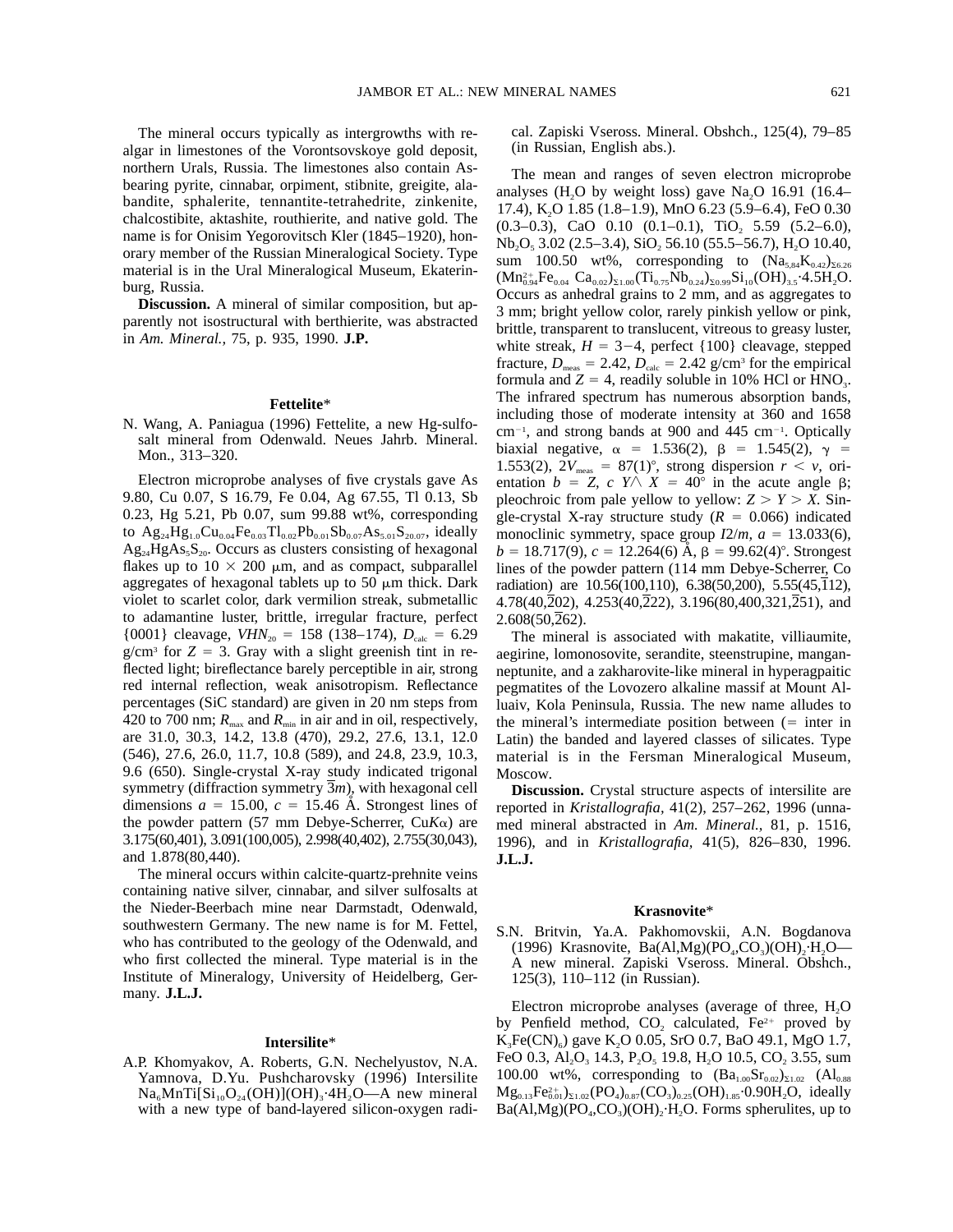The mineral occurs typically as intergrowths with realgar in limestones of the Vorontsovskoye gold deposit, northern Urals, Russia. The limestones also contain As-bearing pyrite, cinnabar, orpiment, stibnite, greigite, alabandite, sphalerite, tennantite-tetrahedrite, zinkenite, chalcostibite, aktashite, routhierite, and native gold. The name is for Onisim Yegorovitsch Kler (1845–1920), honorary member of the Russian Mineralogical Society. Type material is in the Ural Mineralogical Museum, Ekaterinburg, Russia.

**Discussion.** A mineral of similar composition, but apparently not isostructural with berthierite, was abstracted in *Am. Mineral.*, 75, p. 935, 1990. **J.P.**

### Fettelite*

N. Wang, A. Paniagua (1996) Fettelite, a new Hg-sulfosalt mineral from Odenwald. Neues Jahrb. Mineral. Mon., 313–320.

Electron microprobe analyses of five crystals gave As 9.80, Cu 0.07, S 16.79, Fe 0.04, Ag 67.55, Tl 0.13, Sb 0.23, Hg 5.21, Pb 0.07, sum 99.88 wt%, corresponding to $Ag_{24}Hg_{1.0}Cu_{0.04}Fe_{0.03}Tl_{0.02}Pb_{0.01}Sb_{0.07}As_{5.01}S_{20.07}$, ideally $Ag_{24}HgAs_5S_{20}$. Occurs as clusters consisting of hexagonal flakes up to 10 × 200 μm, and as compact, subparallel aggregates of hexagonal tablets up to 50 μm thick. Dark violet to scarlet color, dark vermilion streak, submetallic to adamantine luster, brittle, irregular fracture, perfect {0001} cleavage, $VHN_{20}$ = 158 (138–174), $D_{calc}$ = 6.29 g/cm³ for $Z$ = 3. Gray with a slight greenish tint in reflected light; bireflectance barely perceptible in air, strong red internal reflection, weak anisotropism. Reflectance percentages (SiC standard) are given in 20 nm steps from 420 to 700 nm; $R_{max}$ and $R_{min}$ in air and in oil, respectively, are 31.0, 30.3, 14.2, 13.8 (470), 29.2, 27.6, 13.1, 12.0 (546), 27.6, 26.0, 11.7, 10.8 (589), and 24.8, 23.9, 10.3, 9.6 (650). Single-crystal X-ray study indicated trigonal symmetry (diffraction symmetry $\bar{3}m$), with hexagonal cell dimensions $a$ = 15.00, $c$ = 15.46 Å. Strongest lines of the powder pattern (57 mm Debye-Scherrer, Cu$K\alpha$) are 3.175(60,401), 3.091(100,005), 2.998(40,402), 2.755(30,043), and 1.878(80,440).

The mineral occurs within calcite-quartz-prehnite veins containing native silver, cinnabar, and silver sulfosalts at the Nieder-Beerbach mine near Darmstadt, Odenwald, southwestern Germany. The new name is for M. Fettel, who has contributed to the geology of the Odenwald, and who first collected the mineral. Type material is in the Institute of Mineralogy, University of Heidelberg, Germany. **J.L.J.**

### Intersilite*

A.P. Khomyakov, A. Roberts, G.N. Nechelyustov, N.A. Yamnova, D.Yu. Pushcharovsky (1996) Intersilite $Na_6MnTi[Si_{10}O_{24}(OH)](OH)_3 \cdot 4H_2O$—A new mineral with a new type of band-layered silicon-oxygen radical. Zapiski Vseross. Mineral. Obshch., 125(4), 79–85 (in Russian, English abs.).

The mean and ranges of seven electron microprobe analyses ($H_2O$ by weight loss) gave $Na_2O$ 16.91 (16.4–17.4), $K_2O$ 1.85 (1.8–1.9), MnO 6.23 (5.9–6.4), FeO 0.30 (0.3–0.3), CaO 0.10 (0.1–0.1), $TiO_2$ 5.59 (5.2–6.0), $Nb_2O_5$ 3.02 (2.5–3.4), $SiO_2$ 56.10 (55.5–56.7), $H_2O$ 10.40, sum 100.50 wt%, corresponding to $(Na_{5.84}K_{0.42})_{\Sigma 6.26}$ $(Mn^{2+}_{0.94}Fe_{0.04}\ Ca_{0.02})_{\Sigma 1.00}(Ti_{0.75}Nb_{0.24})_{\Sigma 0.99}Si_{10}(OH)_{3.5} \cdot 4.5H_2O$. Occurs as anhedral grains to 2 mm, and as aggregates to 3 mm; bright yellow color, rarely pinkish yellow or pink, brittle, transparent to translucent, vitreous to greasy luster, white streak, $H$ = 3−4, perfect {100} cleavage, stepped fracture, $D_{meas}$ = 2.42, $D_{calc}$ = 2.42 g/cm³ for the empirical formula and $Z$ = 4, readily soluble in 10% HCl or $HNO_3$. The infrared spectrum has numerous absorption bands, including those of moderate intensity at 360 and 1658 cm⁻¹, and strong bands at 900 and 445 cm⁻¹. Optically biaxial negative, $\alpha$ = 1.536(2), $\beta$ = 1.545(2), $\gamma$ = 1.553(2), $2V_{meas}$ = 87(1)°, strong dispersion $r < v$, orientation $b = Z$, $c\ Y \wedge X$ = 40° in the acute angle $\beta$; pleochroic from pale yellow to yellow: $Z > Y > X$. Single-crystal X-ray structure study ($R$ = 0.066) indicated monoclinic symmetry, space group $I2/m$, $a$ = 13.033(6), $b$ = 18.717(9), $c$ = 12.264(6) Å, $\beta$ = 99.62(4)°. Strongest lines of the powder pattern (114 mm Debye-Scherrer, Co radiation) are 10.56(100,110), 6.38(50,200), 5.55(45,$\bar{1}$12), 4.78(40,$\bar{2}$02), 4.253(40,$\bar{2}$22), 3.196(80,400,321,$\bar{2}$51), and 2.608(50,$\bar{2}$62).

The mineral is associated with makatite, villiaumite, aegirine, lomonosovite, serandite, steenstrupine, manganneptunite, and a zakharovite-like mineral in hyperagpaitic pegmatites of the Lovozero alkaline massif at Mount Alluaiv, Kola Peninsula, Russia. The new name alludes to the mineral's intermediate position between (= inter in Latin) the banded and layered classes of silicates. Type material is in the Fersman Mineralogical Museum, Moscow.

**Discussion.** Crystal structure aspects of intersilite are reported in *Kristallografia*, 41(2), 257–262, 1996 (unnamed mineral abstracted in *Am. Mineral.*, 81, p. 1516, 1996), and in *Kristallografia*, 41(5), 826–830, 1996. **J.L.J.**

### Krasnovite*

S.N. Britvin, Ya.A. Pakhomovskii, A.N. Bogdanova (1996) Krasnovite, $Ba(Al,Mg)(PO_4,CO_3)(OH)_2 \cdot H_2O$—A new mineral. Zapiski Vseross. Mineral. Obshch., 125(3), 110–112 (in Russian).

Electron microprobe analyses (average of three, $H_2O$ by Penfield method, $CO_2$ calculated, $Fe^{2+}$ proved by $K_3Fe(CN)_6$) gave $K_2O$ 0.05, SrO 0.7, BaO 49.1, MgO 1.7, FeO 0.3, $Al_2O_3$ 14.3, $P_2O_5$ 19.8, $H_2O$ 10.5, $CO_2$ 3.55, sum 100.00 wt%, corresponding to $(Ba_{1.00}Sr_{0.02})_{\Sigma 1.02}$ $(Al_{0.88}Mg_{0.13}Fe^{2+}_{0.01})_{\Sigma 1.02}(PO_4)_{0.87}(CO_3)_{0.25}(OH)_{1.85} \cdot 0.90H_2O$, ideally $Ba(Al,Mg)(PO_4,CO_3)(OH)_2 \cdot H_2O$. Forms spherulites, up to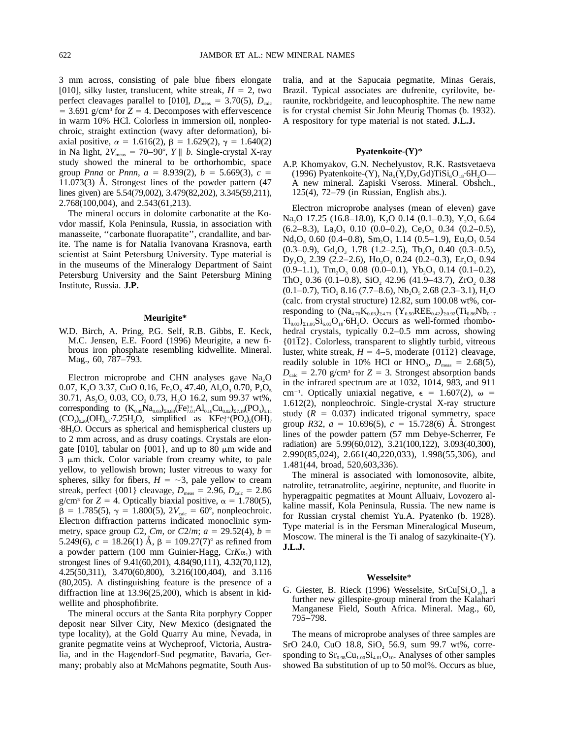3 mm across, consisting of pale blue fibers elongate [010], silky luster, translucent, white streak, $H$ = 2, two perfect cleavages parallel to [010], $D_{meas}$ = 3.70(5), $D_{calc}$ = 3.691 g/cm³ for $Z$ = 4. Decomposes with effervescence in warm 10% HCl. Colorless in immersion oil, nonpleochroic, straight extinction (wavy after deformation), biaxial positive, $\alpha$ = 1.616(2), $\beta$ = 1.629(2), $\gamma$ = 1.640(2) in Na light, $2V_{meas}$ = 70–90°, $Y \parallel b$. Single-crystal X-ray study showed the mineral to be orthorhombic, space group *Pnna* or *Pnnn*, $a$ = 8.939(2), $b$ = 5.669(3), $c$ = 11.073(3) Å. Strongest lines of the powder pattern (47 lines given) are 5.54(79,002), 3.479(82,202), 3.345(59,211), 2.768(100,004), and 2.543(61,213).

The mineral occurs in dolomite carbonatite at the Kovdor massif, Kola Peninsula, Russia, in association with manasseite, ''carbonate fluorapatite'', crandallite, and barite. The name is for Natalia Ivanovana Krasnova, earth scientist at Saint Petersburg University. Type material is in the museums of the Mineralogy Department of Saint Petersburg University and the Saint Petersburg Mining Institute, Russia. **J.P.**

## Meurigite*

W.D. Birch, A. Pring, P.G. Self, R.B. Gibbs, E. Keck, M.C. Jensen, E.E. Foord (1996) Meurigite, a new fibrous iron phosphate resembling kidwellite. Mineral. Mag., 60, 787–793.

Electron microprobe and CHN analyses gave $Na_2O$ 0.07, $K_2O$ 3.37, CuO 0.16, $Fe_2O_3$ 47.40, $Al_2O_3$ 0.70, $P_2O_5$ 30.71, $As_2O_5$ 0.03, $CO_2$ 0.73, $H_2O$ 16.2, sum 99.37 wt%, corresponding to $(K_{0.85}Na_{0.03})_{\Sigma 0.88}(Fe^{3+}_{7.01}Al_{0.16}Cu_{0.02})_{\Sigma 7.19}(PO_4)_{5.11}(CO_3)_{0.20}(OH)_{6.7}\cdot 7.25H_2O$, simplified as $KFe^{3+}_7(PO_4)_5(OH)_7\cdot 8H_2O$. Occurs as spherical and hemispherical clusters up to 2 mm across, and as drusy coatings. Crystals are elongate [010], tabular on {001}, and up to 80 μm wide and 3 μm thick. Color variable from creamy white, to pale yellow, to yellowish brown; luster vitreous to waxy for spheres, silky for fibers, $H$ = ~3, pale yellow to cream streak, perfect {001} cleavage, $D_{meas}$ = 2.96, $D_{calc}$ = 2.86 g/cm³ for $Z$ = 4. Optically biaxial positive, $\alpha$ = 1.780(5), $\beta$ = 1.785(5), $\gamma$ = 1.800(5), $2V_{calc}$ = 60°, nonpleochroic. Electron diffraction patterns indicated monoclinic symmetry, space group *C*2, *Cm*, or *C*2/*m*; $a$ = 29.52(4), $b$ = 5.249(6), $c$ = 18.26(1) Å, $\beta$ = 109.27(7)° as refined from a powder pattern (100 mm Guinier-Hagg, Cr$K\alpha_1$) with strongest lines of 9.41(60,201), 4.84(90,111), 4.32(70,112), 4.25(50,311), 3.470(60,800), 3.216(100,404), and 3.116 (80,205). A distinguishing feature is the presence of a diffraction line at 13.96(25,200), which is absent in kidwellite and phosphofibrite.

The mineral occurs at the Santa Rita porphyry Copper deposit near Silver City, New Mexico (designated the type locality), at the Gold Quarry Au mine, Nevada, in granite pegmatite veins at Wycheproof, Victoria, Australia, and in the Hagendorf-Sud pegmatite, Bavaria, Germany; probably also at McMahons pegmatite, South Australia, and at the Sapucaia pegmatite, Minas Gerais, Brazil. Typical associates are dufrenite, cyrilovite, beraunite, rockbridgeite, and leucophosphite. The new name is for crystal chemist Sir John Meurig Thomas (b. 1932). A respository for type material is not stated. **J.L.J.**

## Pyatenkoite-(Y)*

A.P. Khomyakov, G.N. Nechelyustov, R.K. Rastsvetaeva (1996) Pyatenkoite-(Y), $Na_5(Y,Dy,Gd)TiSi_6O_{18}\cdot 6H_2O$—A new mineral. Zapiski Vseross. Mineral. Obshch., 125(4), 72–79 (in Russian, English abs.).

Electron microprobe analyses (mean of eleven) gave $Na_2O$ 17.25 (16.8–18.0), $K_2O$ 0.14 (0.1–0.3), $Y_2O_3$ 6.64 (6.2–8.3), $La_2O_3$ 0.10 (0.0–0.2), $Ce_2O_3$ 0.34 (0.2–0.5), $Nd_2O_3$ 0.60 (0.4–0.8), $Sm_2O_3$ 1.14 (0.5–1.9), $Eu_2O_3$ 0.54 (0.3–0.9), $Gd_2O_3$ 1.78 (1.2–2.5), $Tb_2O_3$ 0.40 (0.3–0.5), $Dy_2O_3$ 2.39 (2.2–2.6), $Ho_2O_3$ 0.24 (0.2–0.3), $Er_2O_3$ 0.94 (0.9–1.1), $Tm_2O_3$ 0.08 (0.0–0.1), $Yb_2O_3$ 0.14 (0.1–0.2), $ThO_2$ 0.36 (0.1–0.8), $SiO_2$ 42.96 (41.9–43.7), $ZrO_2$ 0.38 (0.1–0.7), $TiO_2$ 8.16 (7.7–8.6), $Nb_2O_5$ 2.68 (2.3–3.1), $H_2O$ (calc. from crystal structure) 12.82, sum 100.08 wt%, corresponding to $(Na_{4.70}K_{0.03})_{\Sigma 4.73}$ $(Y_{0.50}REE_{0.42})_{\Sigma 0.92}(Ti_{0.86}Nb_{0.17}Ti_{0.03})_{\Sigma 1.06}Si_{6.03}O_{18}\cdot 6H_2O$. Occurs as well-formed rhombohedral crystals, typically 0.2–0.5 mm across, showing $\{01\bar{1}2\}$. Colorless, transparent to slightly turbid, vitreous luster, white streak, $H$ = 4–5, moderate $\{01\bar{1}2\}$ cleavage, readily soluble in 10% HCl or $HNO_3$, $D_{meas}$ = 2.68(5), $D_{calc}$ = 2.70 g/cm³ for $Z$ = 3. Strongest absorption bands in the infrared spectrum are at 1032, 1014, 983, and 911 cm⁻¹. Optically uniaxial negative, $\epsilon$ = 1.607(2), $\omega$ = 1.612(2), nonpleochroic. Single-crystal X-ray structure study ($R$ = 0.037) indicated trigonal symmetry, space group *R*32, $a$ = 10.696(5), $c$ = 15.728(6) Å. Strongest lines of the powder pattern (57 mm Debye-Scherrer, Fe radiation) are 5.99(60,012), 3.21(100,122), 3.093(40,300), 2.990(85,024), 2.661(40,220,033), 1.998(55,306), and 1.481(44, broad, 520,603,336).

The mineral is associated with lomonosovite, albite, natrolite, tetranatrolite, aegirine, neptunite, and fluorite in hyperagpaitic pegmatites at Mount Alluaiv, Lovozero alkaline massif, Kola Peninsula, Russia. The new name is for Russian crystal chemist Yu.A. Pyatenko (b. 1928). Type material is in the Fersman Mineralogical Museum, Moscow. The mineral is the Ti analog of sazykinaite-(Y). **J.L.J.**

## Wesselsite*

G. Giester, B. Rieck (1996) Wesselsite, $SrCu[Si_4O_{10}]$, a further new gillespite-group mineral from the Kalahari Manganese Field, South Africa. Mineral. Mag., 60, 795–798.

The means of microprobe analyses of three samples are SrO 24.0, CuO 18.8, $SiO_2$ 56.9, sum 99.7 wt%, corresponding to $Sr_{0.98}Cu_{1.00}Si_{4.01}O_{10}$. Analyses of other samples showed Ba substitution of up to 50 mol%. Occurs as blue,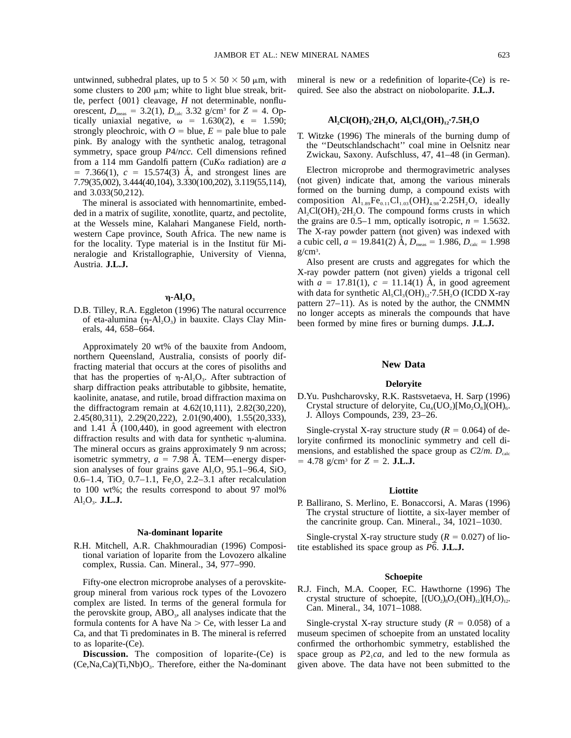untwinned, subhedral plates, up to 5 × 50 × 50 μm, with some clusters to 200 μm; white to light blue streak, brittle, perfect {001} cleavage, *H* not determinable, nonfluorescent, $D_{meas}$ = 3.2(1), $D_{calc}$ 3.32 g/cm³ for *Z* = 4. Optically uniaxial negative, ω = 1.630(2), ε = 1.590; strongly pleochroic, with *O* = blue, *E* = pale blue to pale pink. By analogy with the synthetic analog, tetragonal symmetry, space group *P*4/*ncc*. Cell dimensions refined from a 114 mm Gandolfi pattern (Cu*K*α radiation) are *a* = 7.366(1), *c* = 15.574(3) Å, and strongest lines are 7.79(35,002), 3.444(40,104), 3.330(100,202), 3.119(55,114), and 3.033(50,212).

The mineral is associated with hennomartinite, embedded in a matrix of sugilite, xonotlite, quartz, and pectolite, at the Wessels mine, Kalahari Manganese Field, northwestern Cape province, South Africa. The new name is for the locality. Type material is in the Institut für Mineralogie und Kristallographie, University of Vienna, Austria. **J.L.J.**

## η-$Al_2O_3$

D.B. Tilley, R.A. Eggleton (1996) The natural occurrence of eta-alumina (η-$Al_2O_3$) in bauxite. Clays Clay Minerals, 44, 658–664.

Approximately 20 wt% of the bauxite from Andoom, northern Queensland, Australia, consists of poorly diffracting material that occurs at the cores of pisoliths and that has the properties of η-$Al_2O_3$. After subtraction of sharp diffraction peaks attributable to gibbsite, hematite, kaolinite, anatase, and rutile, broad diffraction maxima on the diffractogram remain at 4.62(10,111), 2.82(30,220), 2.45(80,311), 2.29(20,222), 2.01(90,400), 1.55(20,333), and 1.41 Å (100,440), in good agreement with electron diffraction results and with data for synthetic η-alumina. The mineral occurs as grains approximately 9 nm across; isometric symmetry, *a* = 7.98 Å. TEM—energy dispersion analyses of four grains gave $Al_2O_3$ 95.1–96.4, $SiO_2$ 0.6–1.4, $TiO_2$ 0.7–1.1, $Fe_2O_3$ 2.2–3.1 after recalculation to 100 wt%; the results correspond to about 97 mol% $Al_2O_3$. **J.L.J.**

## Na-dominant loparite

R.H. Mitchell, A.R. Chakhmouradian (1996) Compositional variation of loparite from the Lovozero alkaline complex, Russia. Can. Mineral., 34, 977–990.

Fifty-one electron microprobe analyses of a perovskite-group mineral from various rock types of the Lovozero complex are listed. In terms of the general formula for the perovskite group, $ABO_3$, all analyses indicate that the formula contents for A have Na > Ce, with lesser La and Ca, and that Ti predominates in B. The mineral is referred to as loparite-(Ce).

**Discussion.** The composition of loparite-(Ce) is (Ce,Na,Ca)(Ti,Nb)$O_3$. Therefore, either the Na-dominant mineral is new or a redefinition of loparite-(Ce) is required. See also the abstract on niobolоparite. **J.L.J.**

## $Al_2Cl(OH)_5·2H_2O$, $Al_5Cl_3(OH)_{12}·7.5H_2O$

T. Witzke (1996) The minerals of the burning dump of the ''Deutschlandschacht'' coal mine in Oelsnitz near Zwickau, Saxony. Aufschluss, 47, 41–48 (in German).

Electron microprobe and thermogravimetric analyses (not given) indicate that, among the various minerals formed on the burning dump, a compound exists with composition $Al_{1.89}Fe_{0.11}Cl_{1.03}(OH)_{4.98}·2.25H_2O$, ideally $Al_2Cl(OH)_5·2H_2O$. The compound forms crusts in which the grains are 0.5–1 mm, optically isotropic, *n* = 1.5632. The X-ray powder pattern (not given) was indexed with a cubic cell, *a* = 19.841(2) Å, $D_{meas}$ = 1.986, $D_{calc}$ = 1.998 g/cm³.

Also present are crusts and aggregates for which the X-ray powder pattern (not given) yields a trigonal cell with *a* = 17.81(1), *c* = 11.14(1) Å, in good agreement with data for synthetic $Al_5Cl_3(OH)_{12}·7.5H_2O$ (ICDD X-ray pattern 27–11). As is noted by the author, the CNMMN no longer accepts as minerals the compounds that have been formed by mine fires or burning dumps. **J.L.J.**

# New Data

## Deloryite

D.Yu. Pushcharovsky, R.K. Rastsvetaeva, H. Sarp (1996) Crystal structure of deloryite, $Cu_4(UO_2)[Mo_2O_8](OH)_6$. J. Alloys Compounds, 239, 23–26.

Single-crystal X-ray structure study (*R* = 0.064) of deloryite confirmed its monoclinic symmetry and cell dimensions, and established the space group as *C*2/*m*. $D_{calc}$ = 4.78 g/cm³ for *Z* = 2. **J.L.J.**

## Liottite

P. Ballirano, S. Merlino, E. Bonaccorsi, A. Maras (1996) The crystal structure of liottite, a six-layer member of the cancrinite group. Can. Mineral., 34, 1021–1030.

Single-crystal X-ray structure study (*R* = 0.027) of liotite established its space group as $P\bar{6}$. **J.L.J.**

## Schoepite

R.J. Finch, M.A. Cooper, F.C. Hawthorne (1996) The crystal structure of schoepite, $[(UO_2)_8O_2(OH)_{12}](H_2O)_{12}$. Can. Mineral., 34, 1071–1088.

Single-crystal X-ray structure study (*R* = 0.058) of a museum specimen of schoepite from an unstated locality confirmed the orthorhombic symmetry, established the space group as $P2_1ca$, and led to the new formula as given above. The data have not been submitted to the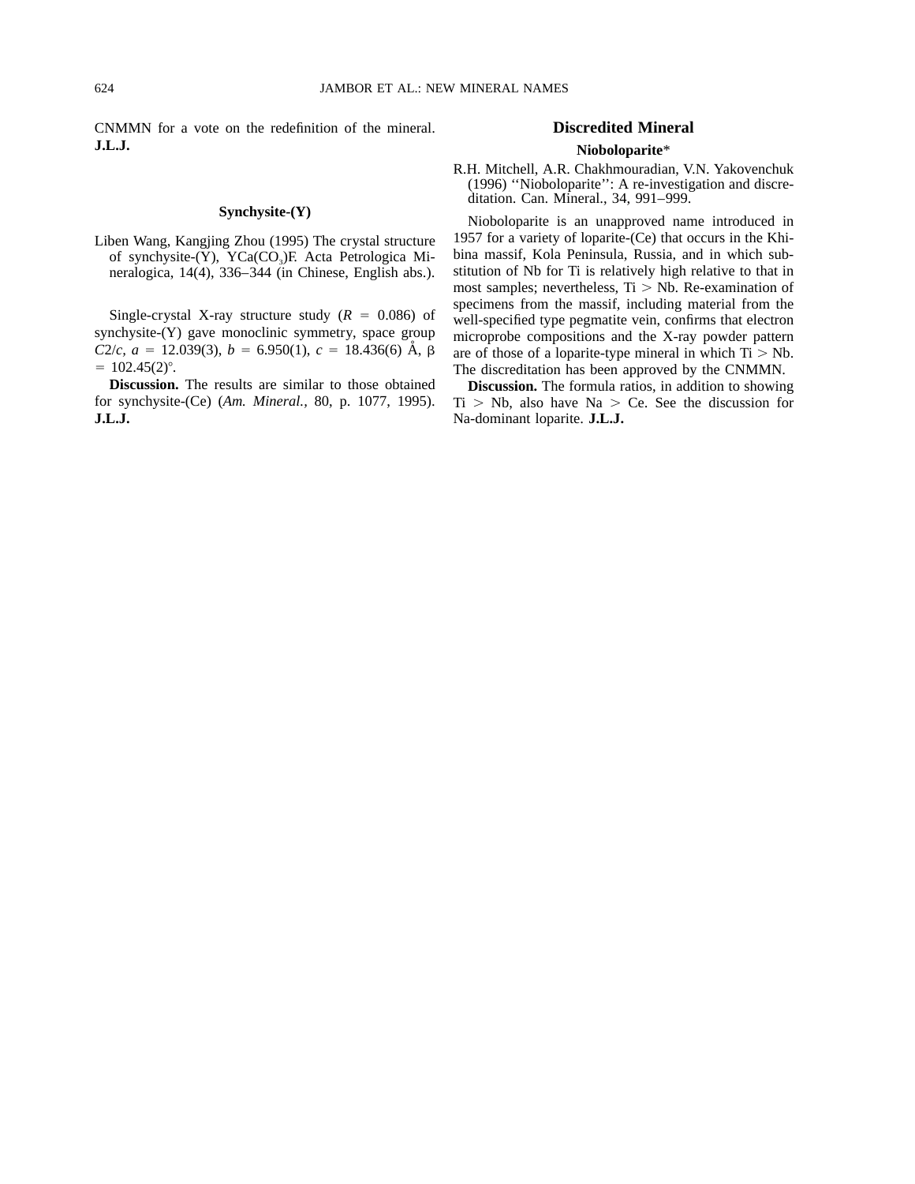CNMMN for a vote on the redefinition of the mineral. **J.L.J.**

### Synchysite-(Y)

Liben Wang, Kangjing Zhou (1995) The crystal structure of synchysite-(Y), $YCa(CO_3)F$. Acta Petrologica Mineralogica, 14(4), 336–344 (in Chinese, English abs.).

Single-crystal X-ray structure study ($R$ = 0.086) of synchysite-(Y) gave monoclinic symmetry, space group $C2/c$, $a$ = 12.039(3), $b$ = 6.950(1), $c$ = 18.436(6) Å, $\beta$ = 102.45(2)°.

**Discussion.** The results are similar to those obtained for synchysite-(Ce) (*Am. Mineral.*, 80, p. 1077, 1995). **J.L.J.**

## Discredited Mineral

### Nioboloparite*

R.H. Mitchell, A.R. Chakhmouradian, V.N. Yakovenchuk (1996) ''Nioboloparite'': A re-investigation and discreditation. Can. Mineral., 34, 991–999.

Nioboloparite is an unapproved name introduced in 1957 for a variety of loparite-(Ce) that occurs in the Khibina massif, Kola Peninsula, Russia, and in which substitution of Nb for Ti is relatively high relative to that in most samples; nevertheless, Ti > Nb. Re-examination of specimens from the massif, including material from the well-specified type pegmatite vein, confirms that electron microprobe compositions and the X-ray powder pattern are of those of a loparite-type mineral in which Ti > Nb. The discreditation has been approved by the CNMMN.

**Discussion.** The formula ratios, in addition to showing Ti > Nb, also have Na > Ce. See the discussion for Na-dominant loparite. **J.L.J.**